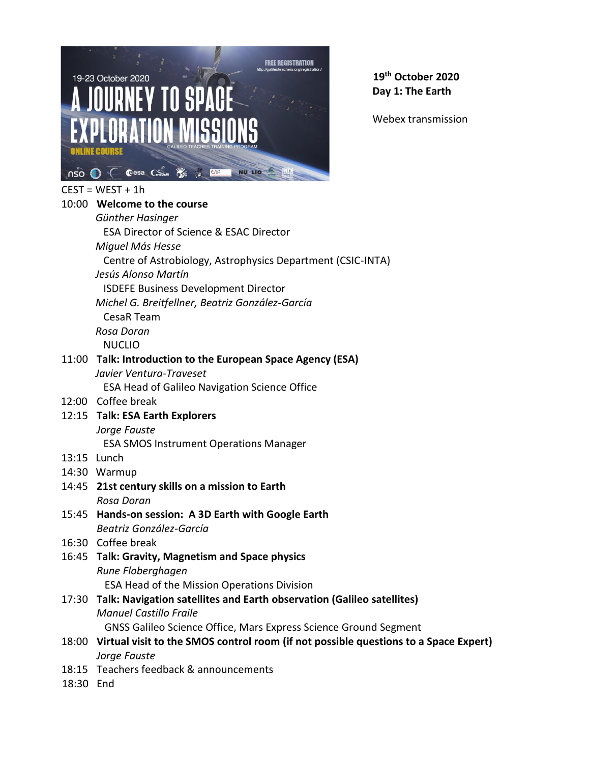19-23 October 2020

# A JOURNEY TO SPACE EXPLORATION MISSIONS

ONLINE COURSE

GALILEO TEACHER TRAINING PROGRAM

FREE REGISTRATION
http://galileoteachers.org/registration/

**19th October 2020**
**Day 1: The Earth**

Webex transmission

CEST = WEST + 1h

10:00 **Welcome to the course**
*Günther Hasinger*
ESA Director of Science & ESAC Director
*Miguel Más Hesse*
Centre of Astrobiology, Astrophysics Department (CSIC-INTA)
*Jesús Alonso Martín*
ISDEFE Business Development Director
*Michel G. Breitfellner, Beatriz González-García*
CesaR Team
*Rosa Doran*
NUCLIO

11:00 **Talk: Introduction to the European Space Agency (ESA)**
*Javier Ventura-Traveset*
ESA Head of Galileo Navigation Science Office

12:00 Coffee break

12:15 **Talk: ESA Earth Explorers**
*Jorge Fauste*
ESA SMOS Instrument Operations Manager

13:15 Lunch

14:30 Warmup

14:45 **21st century skills on a mission to Earth**
*Rosa Doran*

15:45 **Hands-on session: A 3D Earth with Google Earth**
*Beatriz González-García*

16:30 Coffee break

16:45 **Talk: Gravity, Magnetism and Space physics**
*Rune Floberghagen*
ESA Head of the Mission Operations Division

17:30 **Talk: Navigation satellites and Earth observation (Galileo satellites)**
*Manuel Castillo Fraile*
GNSS Galileo Science Office, Mars Express Science Ground Segment

18:00 **Virtual visit to the SMOS control room (if not possible questions to a Space Expert)**
*Jorge Fauste*

18:15 Teachers feedback & announcements

18:30 End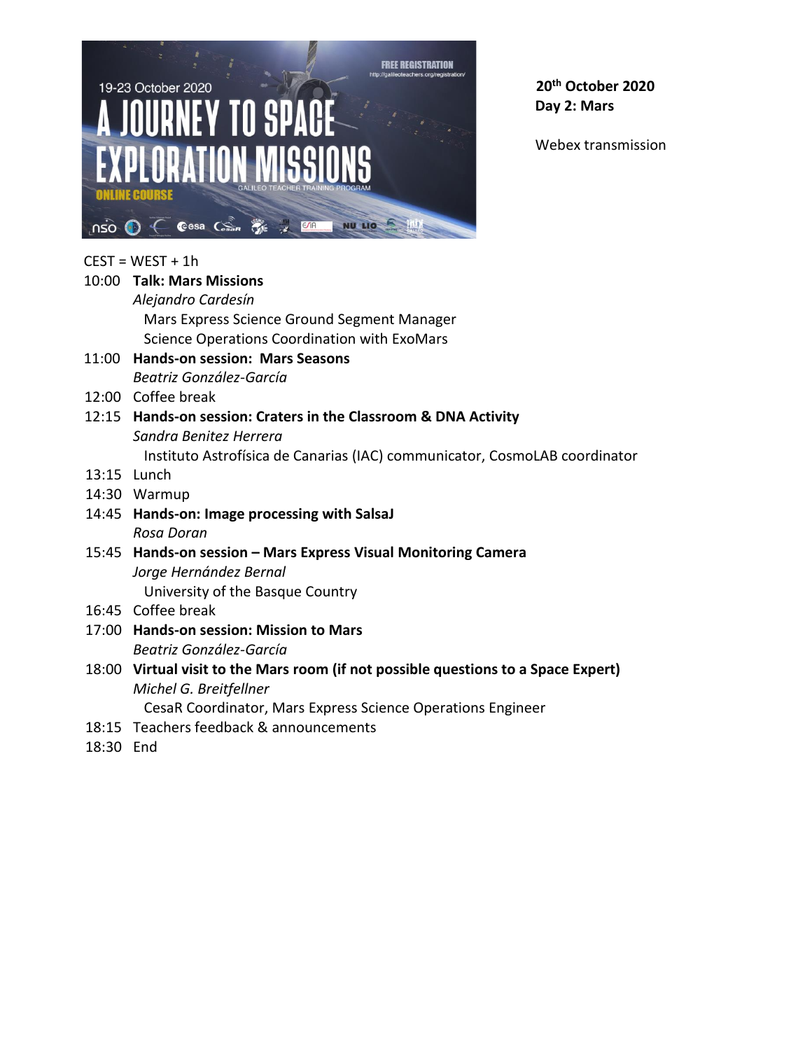**20th October 2020**
**Day 2: Mars**

Webex transmission

CEST = WEST + 1h

10:00 **Talk: Mars Missions**
*Alejandro Cardesín*
Mars Express Science Ground Segment Manager
Science Operations Coordination with ExoMars

11:00 **Hands-on session: Mars Seasons**
*Beatriz González-García*

12:00 Coffee break

12:15 **Hands-on session: Craters in the Classroom & DNA Activity**
*Sandra Benitez Herrera*
Instituto Astrofísica de Canarias (IAC) communicator, CosmoLAB coordinator

13:15 Lunch

14:30 Warmup

14:45 **Hands-on: Image processing with SalsaJ**
*Rosa Doran*

15:45 **Hands-on session – Mars Express Visual Monitoring Camera**
*Jorge Hernández Bernal*
University of the Basque Country

16:45 Coffee break

17:00 **Hands-on session: Mission to Mars**
*Beatriz González-García*

18:00 **Virtual visit to the Mars room (if not possible questions to a Space Expert)**
*Michel G. Breitfellner*
CesaR Coordinator, Mars Express Science Operations Engineer

18:15 Teachers feedback & announcements

18:30 End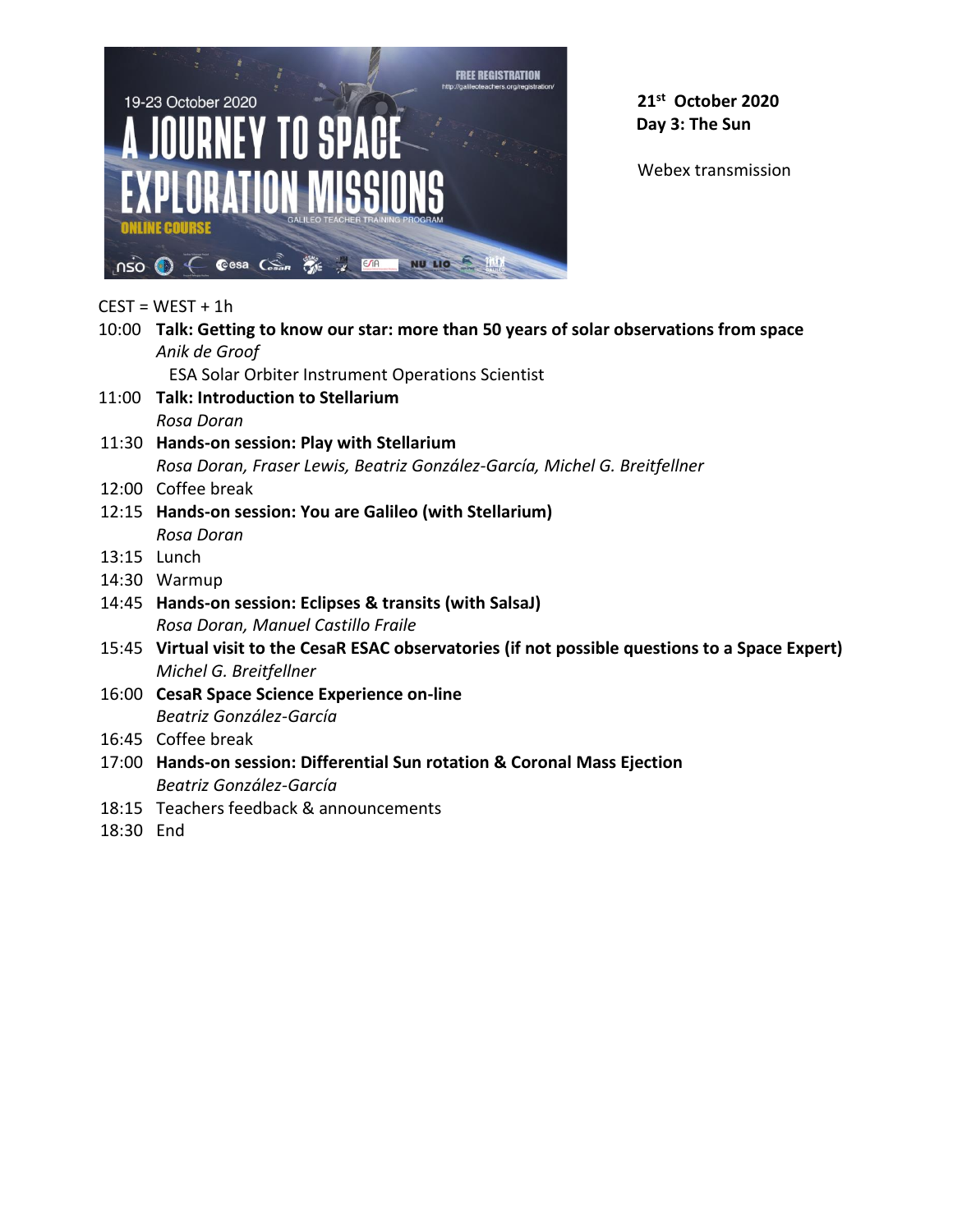**21st October 2020**
**Day 3: The Sun**

Webex transmission

CEST = WEST + 1h

10:00 **Talk: Getting to know our star: more than 50 years of solar observations from space**
*Anik de Groof*
ESA Solar Orbiter Instrument Operations Scientist

11:00 **Talk: Introduction to Stellarium**
*Rosa Doran*

11:30 **Hands-on session: Play with Stellarium**
*Rosa Doran, Fraser Lewis, Beatriz González-García, Michel G. Breitfellner*

12:00 Coffee break

12:15 **Hands-on session: You are Galileo (with Stellarium)**
*Rosa Doran*

13:15 Lunch

14:30 Warmup

14:45 **Hands-on session: Eclipses & transits (with SalsaJ)**
*Rosa Doran, Manuel Castillo Fraile*

15:45 **Virtual visit to the CesaR ESAC observatories (if not possible questions to a Space Expert)**
*Michel G. Breitfellner*

16:00 **CesaR Space Science Experience on-line**
*Beatriz González-García*

16:45 Coffee break

17:00 **Hands-on session: Differential Sun rotation & Coronal Mass Ejection**
*Beatriz González-García*

18:15 Teachers feedback & announcements

18:30 End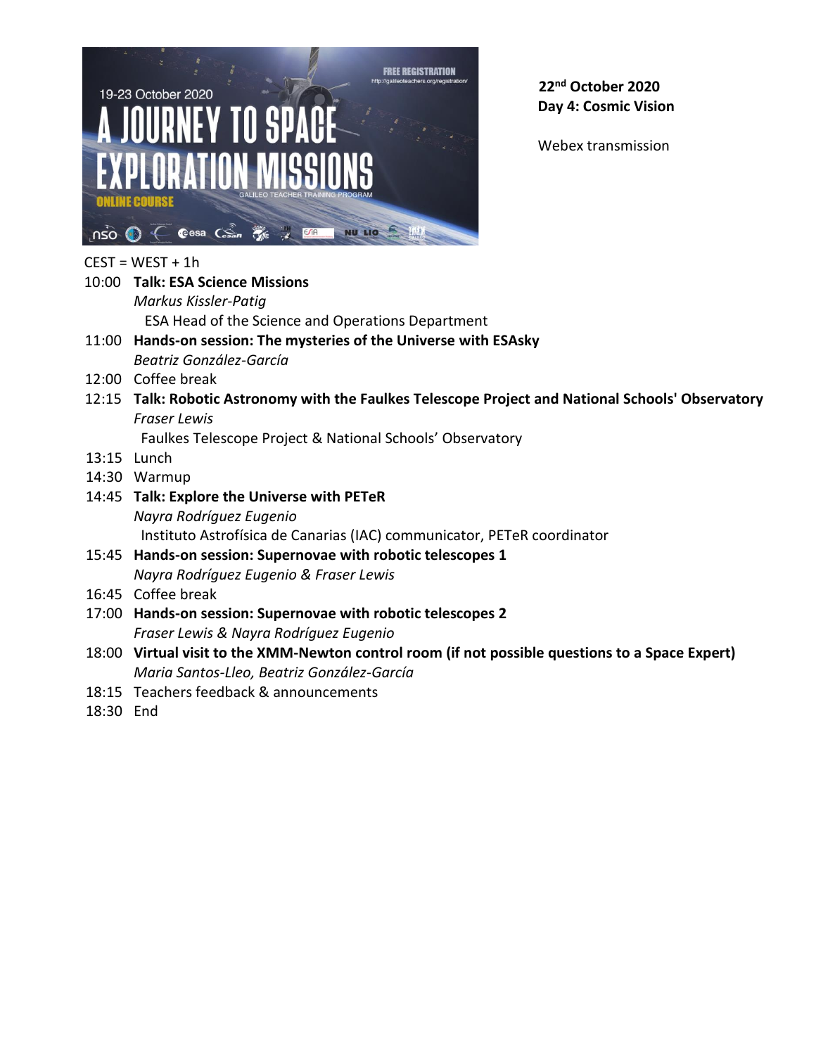**22nd October 2020**
**Day 4: Cosmic Vision**

Webex transmission

CEST = WEST + 1h

10:00 **Talk: ESA Science Missions**
*Markus Kissler-Patig*
ESA Head of the Science and Operations Department

11:00 **Hands-on session: The mysteries of the Universe with ESAsky**
*Beatriz González-García*

12:00 Coffee break

12:15 **Talk: Robotic Astronomy with the Faulkes Telescope Project and National Schools' Observatory**
*Fraser Lewis*
Faulkes Telescope Project & National Schools' Observatory

13:15 Lunch

14:30 Warmup

14:45 **Talk: Explore the Universe with PETeR**
*Nayra Rodríguez Eugenio*
Instituto Astrofísica de Canarias (IAC) communicator, PETeR coordinator

15:45 **Hands-on session: Supernovae with robotic telescopes 1**
*Nayra Rodríguez Eugenio & Fraser Lewis*

16:45 Coffee break

17:00 **Hands-on session: Supernovae with robotic telescopes 2**
*Fraser Lewis & Nayra Rodríguez Eugenio*

18:00 **Virtual visit to the XMM-Newton control room (if not possible questions to a Space Expert)**
*Maria Santos-Lleo, Beatriz González-García*

18:15 Teachers feedback & announcements

18:30 End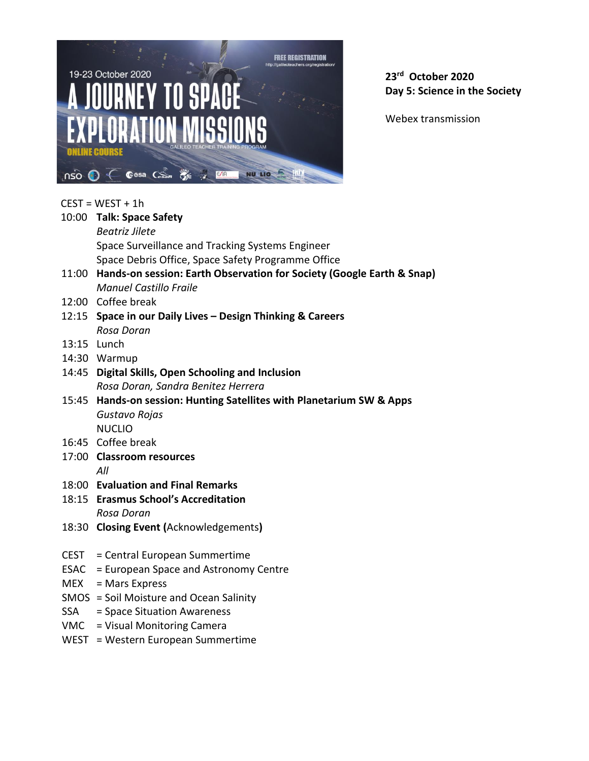**23rd October 2020**
**Day 5: Science in the Society**

Webex transmission

CEST = WEST + 1h

| | |
|---|---|
| 10:00 | **Talk: Space Safety**<br>*Beatriz Jilete*<br>Space Surveillance and Tracking Systems Engineer<br>Space Debris Office, Space Safety Programme Office |
| 11:00 | **Hands-on session: Earth Observation for Society (Google Earth & Snap)**<br>*Manuel Castillo Fraile* |
| 12:00 | Coffee break |
| 12:15 | **Space in our Daily Lives – Design Thinking & Careers**<br>*Rosa Doran* |
| 13:15 | Lunch |
| 14:30 | Warmup |
| 14:45 | **Digital Skills, Open Schooling and Inclusion**<br>*Rosa Doran, Sandra Benitez Herrera* |
| 15:45 | **Hands-on session: Hunting Satellites with Planetarium SW & Apps**<br>*Gustavo Rojas*<br>NUCLIO |
| 16:45 | Coffee break |
| 17:00 | **Classroom resources**<br>*All* |
| 18:00 | **Evaluation and Final Remarks** |
| 18:15 | **Erasmus School's Accreditation**<br>*Rosa Doran* |
| 18:30 | **Closing Event (**Acknowledgements**)** |

CEST = Central European Summertime
ESAC = European Space and Astronomy Centre
MEX = Mars Express
SMOS = Soil Moisture and Ocean Salinity
SSA = Space Situation Awareness
VMC = Visual Monitoring Camera
WEST = Western European Summertime